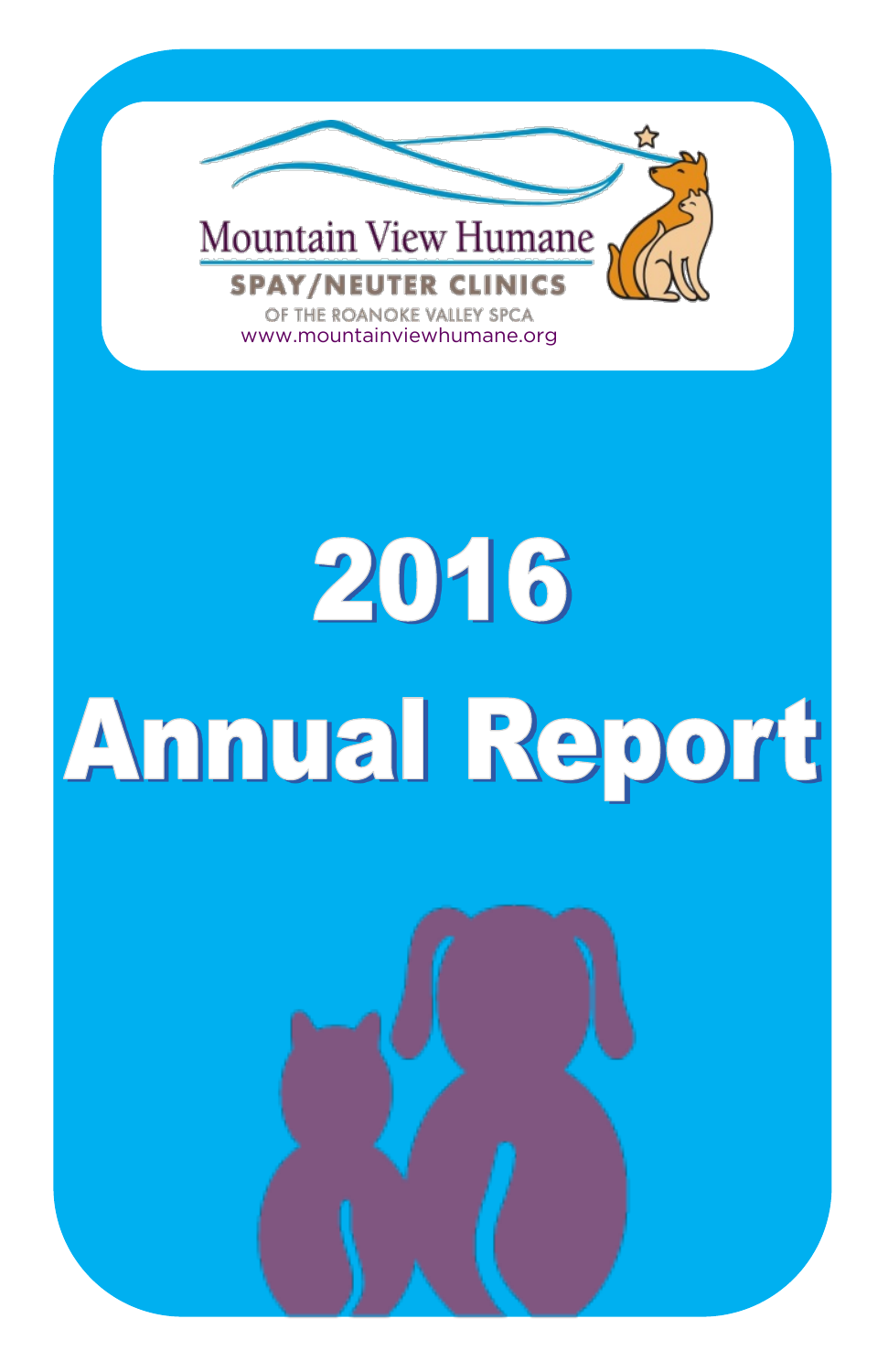Mountain View Humane

SPAY/NEUTER CLINICS

OF THE ROANOKE VALLEY SPCA

www.mountainviewhumane.org

# 2016

# Annual Report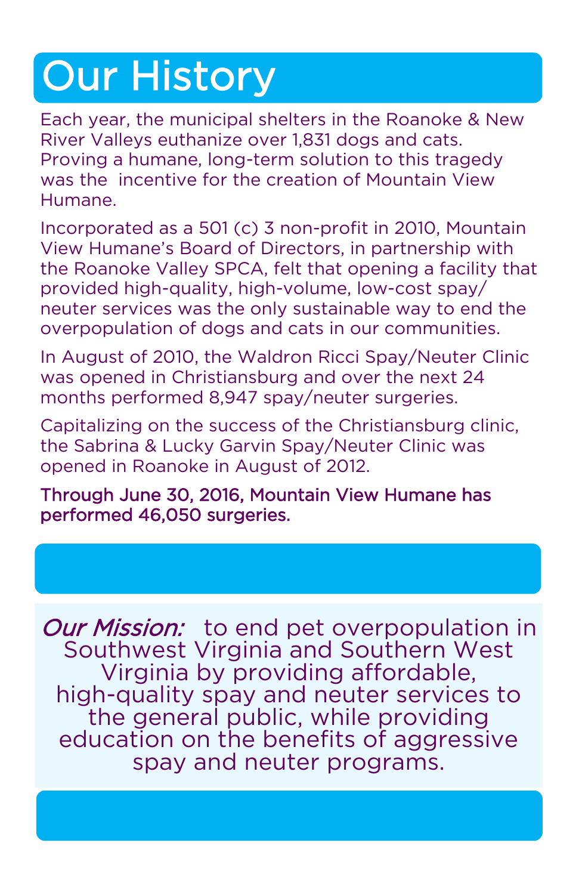# Our History

Each year, the municipal shelters in the Roanoke & New River Valleys euthanize over 1,831 dogs and cats. Proving a humane, long-term solution to this tragedy was the incentive for the creation of Mountain View Humane.

Incorporated as a 501 (c) 3 non-profit in 2010, Mountain View Humane's Board of Directors, in partnership with the Roanoke Valley SPCA, felt that opening a facility that provided high-quality, high-volume, low-cost spay/neuter services was the only sustainable way to end the overpopulation of dogs and cats in our communities.

In August of 2010, the Waldron Ricci Spay/Neuter Clinic was opened in Christiansburg and over the next 24 months performed 8,947 spay/neuter surgeries.

Capitalizing on the success of the Christiansburg clinic, the Sabrina & Lucky Garvin Spay/Neuter Clinic was opened in Roanoke in August of 2012.

**Through June 30, 2016, Mountain View Humane has performed 46,050 surgeries.**

*Our Mission:* to end pet overpopulation in Southwest Virginia and Southern West Virginia by providing affordable, high-quality spay and neuter services to the general public, while providing education on the benefits of aggressive spay and neuter programs.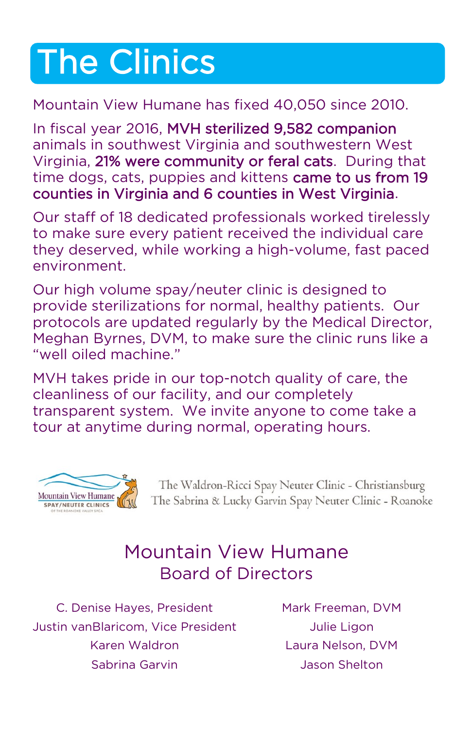# The Clinics

Mountain View Humane has fixed 40,050 since 2010.

In fiscal year 2016, **MVH sterilized 9,582 companion** animals in southwest Virginia and southwestern West Virginia, **21% were community or feral cats**. During that time dogs, cats, puppies and kittens **came to us from 19 counties in Virginia and 6 counties in West Virginia**.

Our staff of 18 dedicated professionals worked tirelessly to make sure every patient received the individual care they deserved, while working a high-volume, fast paced environment.

Our high volume spay/neuter clinic is designed to provide sterilizations for normal, healthy patients. Our protocols are updated regularly by the Medical Director, Meghan Byrnes, DVM, to make sure the clinic runs like a "well oiled machine."

MVH takes pride in our top-notch quality of care, the cleanliness of our facility, and our completely transparent system. We invite anyone to come take a tour at anytime during normal, operating hours.

Mountain View Humane
SPAY/NEUTER CLINICS
OF THE ROANOKE VALLEY SPCA

The Waldron-Ricci Spay Neuter Clinic - Christiansburg
The Sabrina & Lucky Garvin Spay Neuter Clinic - Roanoke

## Mountain View Humane
### Board of Directors

C. Denise Hayes, President
Justin vanBlaricom, Vice President
Karen Waldron
Sabrina Garvin
Mark Freeman, DVM
Julie Ligon
Laura Nelson, DVM
Jason Shelton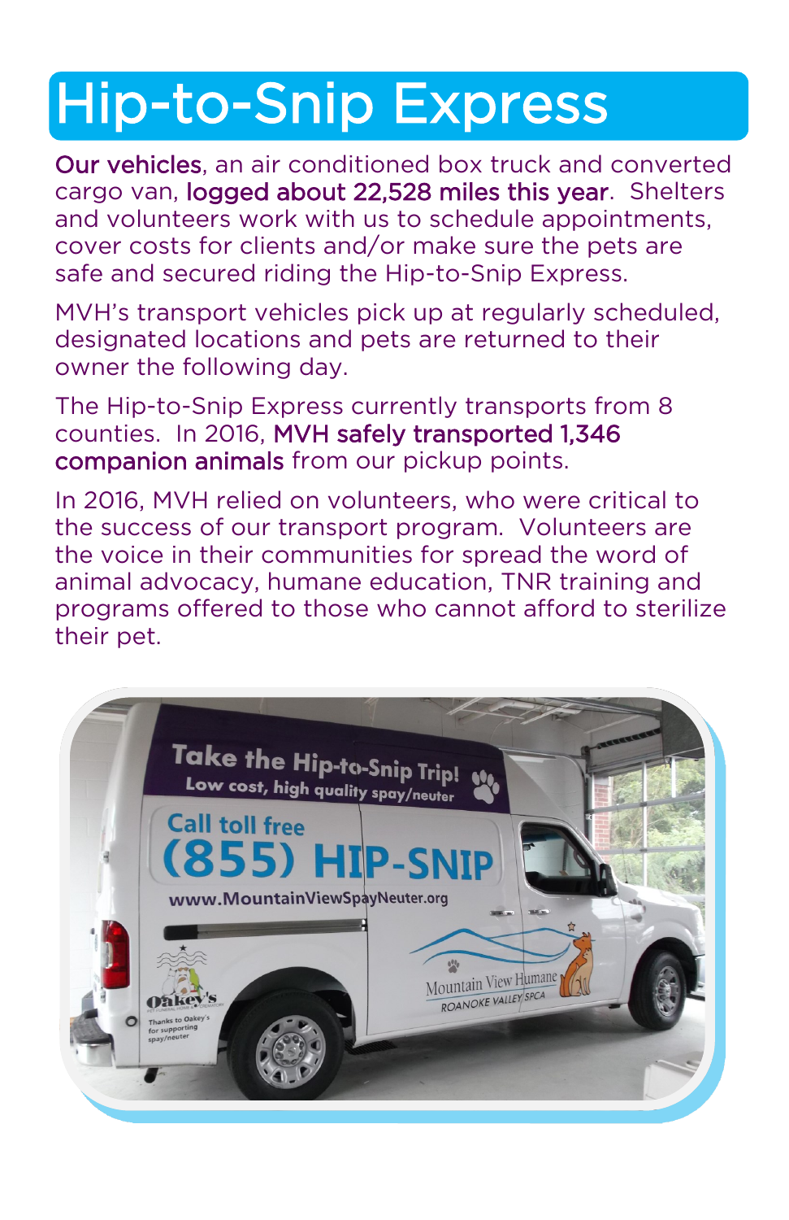# Hip-to-Snip Express

**Our vehicles**, an air conditioned box truck and converted cargo van, **logged about 22,528 miles this year**. Shelters and volunteers work with us to schedule appointments, cover costs for clients and/or make sure the pets are safe and secured riding the Hip-to-Snip Express.

MVH's transport vehicles pick up at regularly scheduled, designated locations and pets are returned to their owner the following day.

The Hip-to-Snip Express currently transports from 8 counties. In 2016, **MVH safely transported 1,346 companion animals** from our pickup points.

In 2016, MVH relied on volunteers, who were critical to the success of our transport program. Volunteers are the voice in their communities for spread the word of animal advocacy, humane education, TNR training and programs offered to those who cannot afford to sterilize their pet.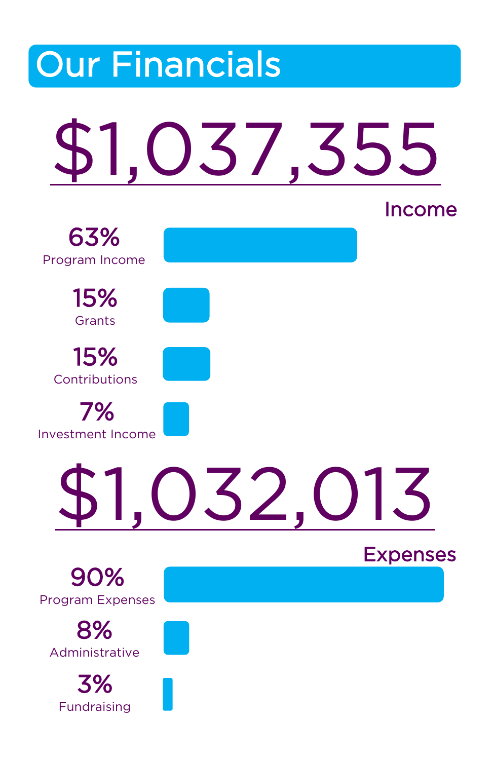# Our Financials

## $1,037,355

### Income

- **63%** Program Income
- **15%** Grants
- **15%** Contributions
- **7%** Investment Income

## $1,032,013

### Expenses

- **90%** Program Expenses
- **8%** Administrative
- **3%** Fundraising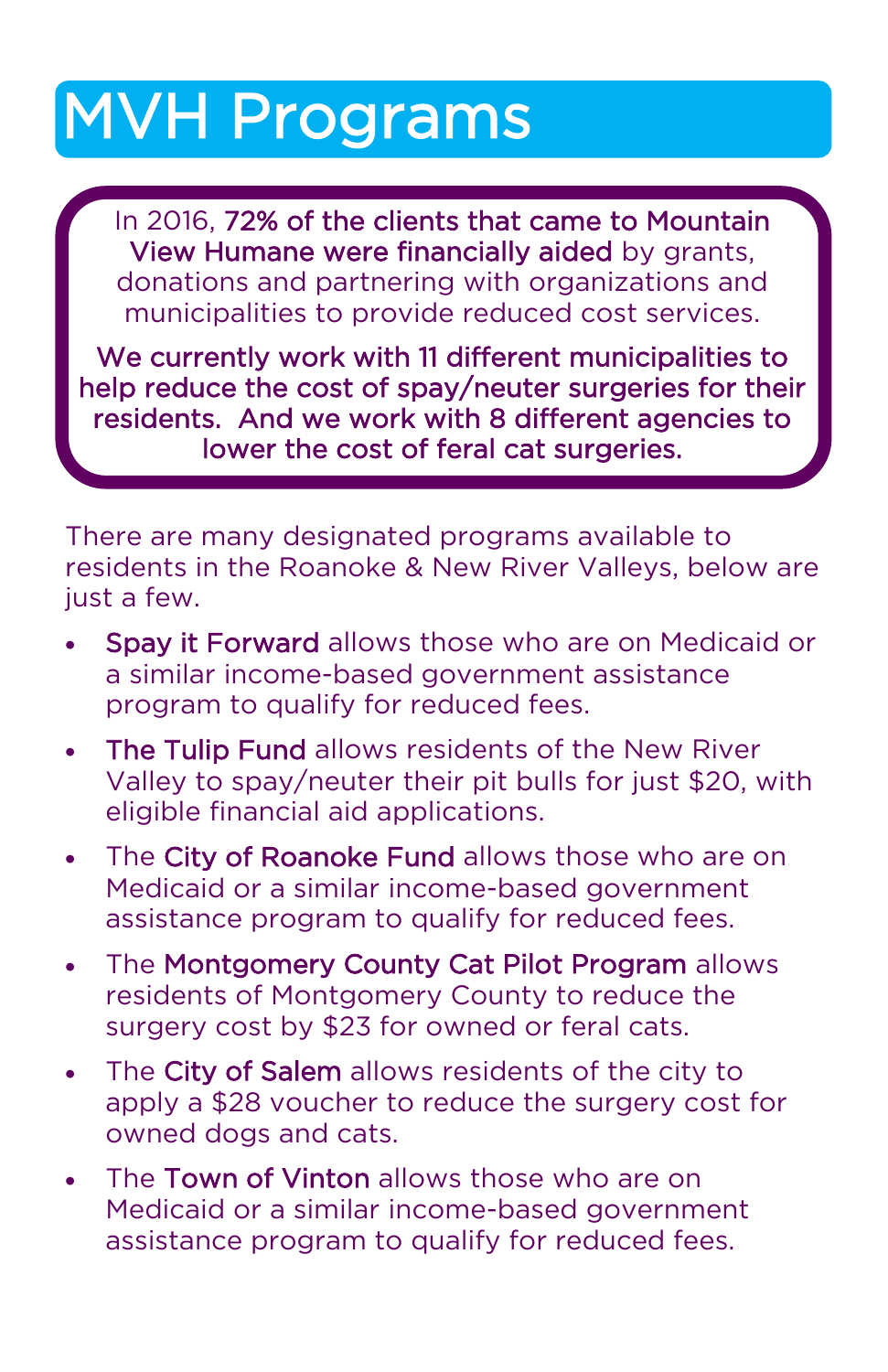# MVH Programs

In 2016, **72% of the clients that came to Mountain View Humane were financially aided** by grants, donations and partnering with organizations and municipalities to provide reduced cost services.

**We currently work with 11 different municipalities to help reduce the cost of spay/neuter surgeries for their residents. And we work with 8 different agencies to lower the cost of feral cat surgeries.**

There are many designated programs available to residents in the Roanoke & New River Valleys, below are just a few.

- **Spay it Forward** allows those who are on Medicaid or a similar income-based government assistance program to qualify for reduced fees.
- **The Tulip Fund** allows residents of the New River Valley to spay/neuter their pit bulls for just $20, with eligible financial aid applications.
- The **City of Roanoke Fund** allows those who are on Medicaid or a similar income-based government assistance program to qualify for reduced fees.
- The **Montgomery County Cat Pilot Program** allows residents of Montgomery County to reduce the surgery cost by $23 for owned or feral cats.
- The **City of Salem** allows residents of the city to apply a $28 voucher to reduce the surgery cost for owned dogs and cats.
- The **Town of Vinton** allows those who are on Medicaid or a similar income-based government assistance program to qualify for reduced fees.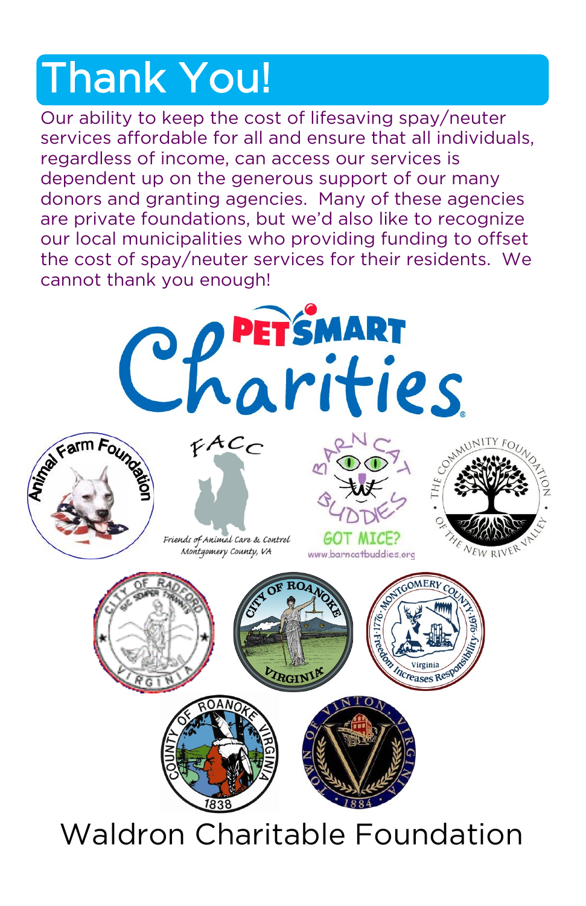# Thank You!

Our ability to keep the cost of lifesaving spay/neuter services affordable for all and ensure that all individuals, regardless of income, can access our services is dependent up on the generous support of our many donors and granting agencies. Many of these agencies are private foundations, but we'd also like to recognize our local municipalities who providing funding to offset the cost of spay/neuter services for their residents. We cannot thank you enough!

PETSMART Charities

Animal Farm Foundation

FACC Friends of Animal Care & Control Montgomery County, VA

Barn Cat Buddies GOT MICE? www.barncatbuddies.org

The Community Foundation of the New River Valley

City of Radford Virginia

City of Roanoke Virginia

Montgomery County Virginia 1776 · Freedom Increases Responsibility · 1976

County of Roanoke Virginia 1838

Town of Vinton Virginia 1884

Waldron Charitable Foundation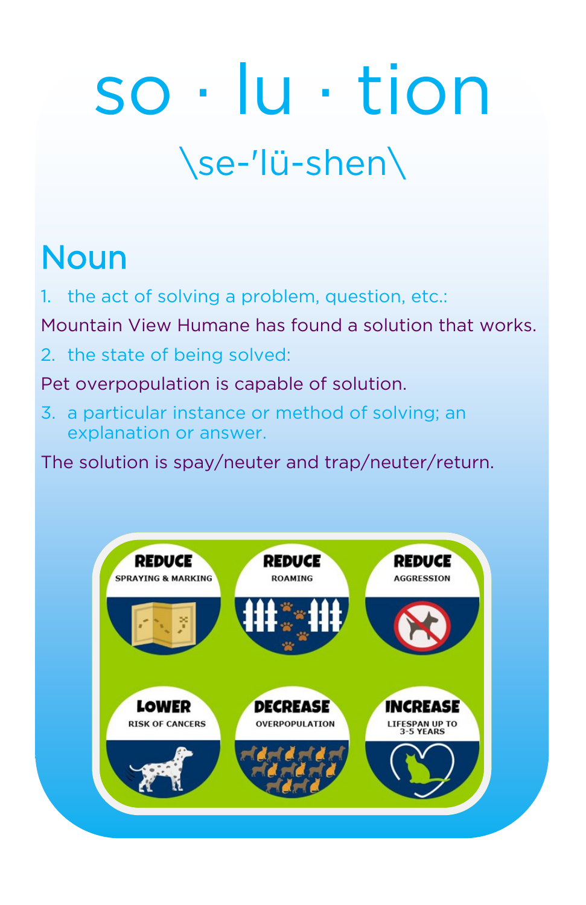# so · lu · tion

\se-ˈlü-shen\

## Noun

1. the act of solving a problem, question, etc.:

Mountain View Humane has found a solution that works.

2. the state of being solved:

Pet overpopulation is capable of solution.

3. a particular instance or method of solving; an explanation or answer.

The solution is spay/neuter and trap/neuter/return.

REDUCE
SPRAYING & MARKING

REDUCE
ROAMING

REDUCE
AGGRESSION

LOWER
RISK OF CANCERS

DECREASE
OVERPOPULATION

INCREASE
LIFESPAN UP TO 3-5 YEARS